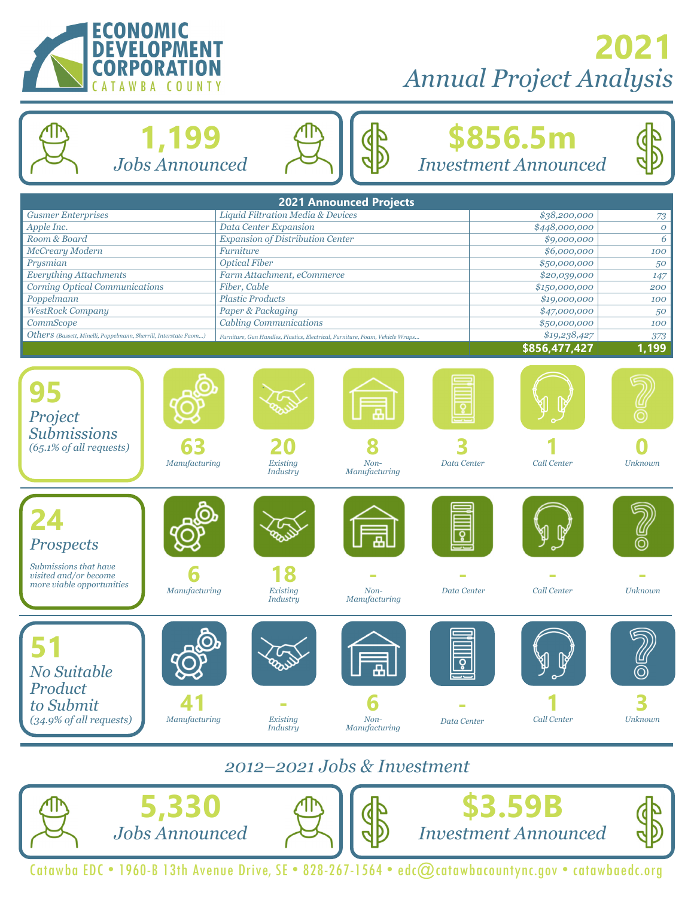# ECONOMIC DEVELOPMENT CORPORATION
CATAWBA COUNTY

# 2021
*Annual Project Analysis*

**1,199**
*Jobs Announced*

**$856.5m**
*Investment Announced*

| 2021 Announced Projects | | | |
|---|---|---|---|
| *Gusmer Enterprises* | *Liquid Filtration Media & Devices* | *$38,200,000* | *73* |
| *Apple Inc.* | *Data Center Expansion* | *$448,000,000* | *0* |
| *Room & Board* | *Expansion of Distribution Center* | *$9,000,000* | *6* |
| *McCreary Modern* | *Furniture* | *$6,000,000* | *100* |
| *Prysmian* | *Optical Fiber* | *$50,000,000* | *50* |
| *Everything Attachments* | *Farm Attachment, eCommerce* | *$20,039,000* | *147* |
| *Corning Optical Communications* | *Fiber, Cable* | *$150,000,000* | *200* |
| *Poppelmann* | *Plastic Products* | *$19,000,000* | *100* |
| *WestRock Company* | *Paper & Packaging* | *$47,000,000* | *50* |
| *CommScope* | *Cabling Communications* | *$50,000,000* | *100* |
| *Others (Bassett, Minelli, Poppelmann, Sherrill, Interstate Faom...)* | *Furniture, Gun Handles, Plastics, Electrical, Furniture, Foam, Vehicle Wraps...* | *$19,238,427* | *373* |
| | | **$856,477,427** | **1,199** |

**95** *Project Submissions* *(65.1% of all requests)*

| Manufacturing | Existing Industry | Non-Manufacturing | Data Center | Call Center | Unknown |
|---|---|---|---|---|---|
| 63 | 20 | 8 | 3 | 1 | 0 |

**24** *Prospects*

*Submissions that have visited and/or become more viable opportunities*

| Manufacturing | Existing Industry | Non-Manufacturing | Data Center | Call Center | Unknown |
|---|---|---|---|---|---|
| 6 | 18 | - | - | - | - |

**51** *No Suitable Product to Submit* *(34.9% of all requests)*

| Manufacturing | Existing Industry | Non-Manufacturing | Data Center | Call Center | Unknown |
|---|---|---|---|---|---|
| 41 | - | 6 | - | 1 | 3 |

## *2012–2021 Jobs & Investment*

**5,330**
*Jobs Announced*

**$3.59B**
*Investment Announced*

Catawba EDC • 1960-B 13th Avenue Drive, SE • 828-267-1564 • edc@catawbacountync.gov • catawbaedc.org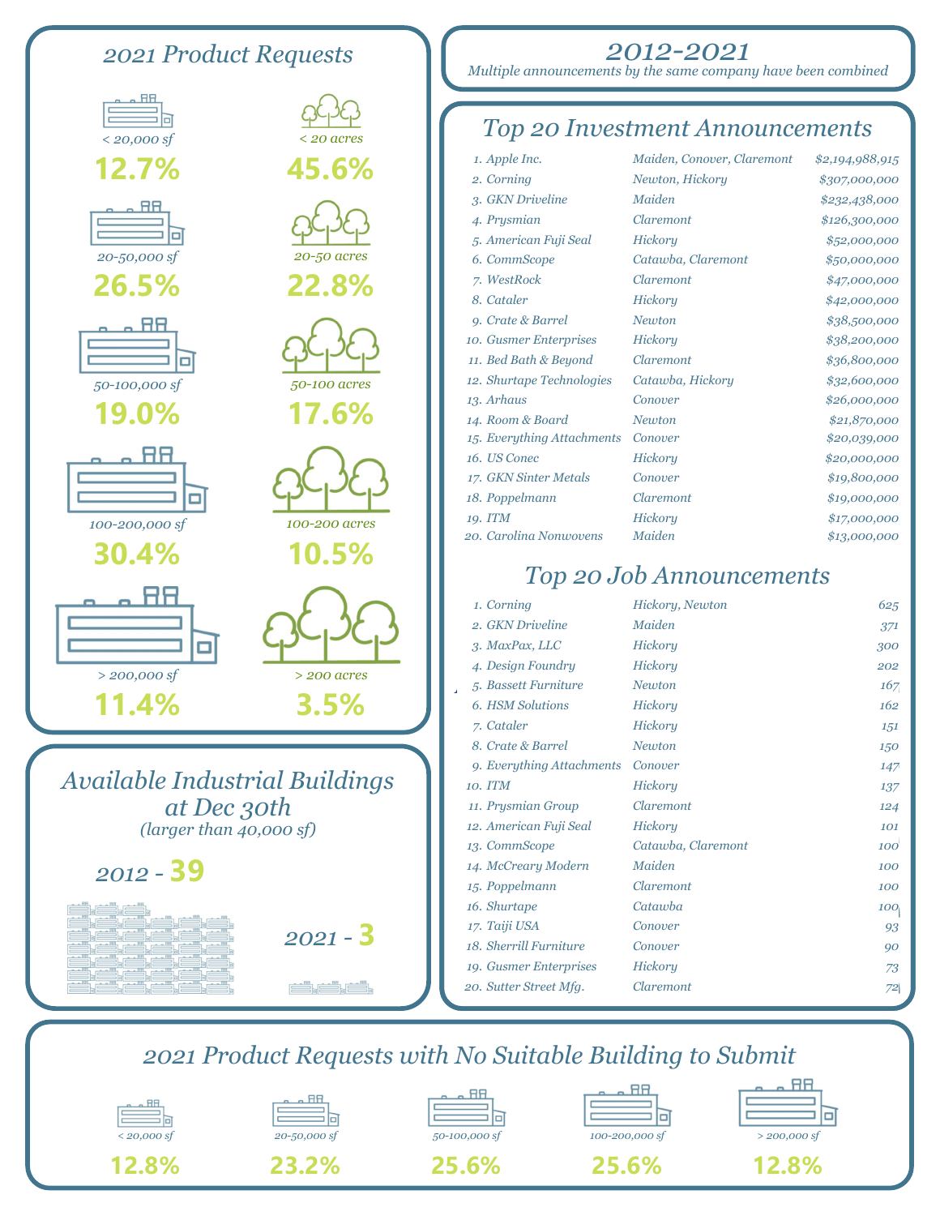## *2021 Product Requests*

*< 20,000 sf*
**12.7%**

*< 20 acres*
**45.6%**

*20-50,000 sf*
**26.5%**

*20-50 acres*
**22.8%**

*50-100,000 sf*
**19.0%**

*50-100 acres*
**17.6%**

*100-200,000 sf*
**30.4%**

*100-200 acres*
**10.5%**

*> 200,000 sf*
**11.4%**

*> 200 acres*
**3.5%**

## *Available Industrial Buildings at Dec 30th*

*(larger than 40,000 sf)*

*2012* - **39**

*2021* - **3**

## *2012-2021*

*Multiple announcements by the same company have been combined*

## *Top 20 Investment Announcements*

| | | |
|---|---|---|
| 1. Apple Inc. | Maiden, Conover, Claremont | $2,194,988,915 |
| 2. Corning | Newton, Hickory | $307,000,000 |
| 3. GKN Driveline | Maiden | $232,438,000 |
| 4. Prysmian | Claremont | $126,300,000 |
| 5. American Fuji Seal | Hickory | $52,000,000 |
| 6. CommScope | Catawba, Claremont | $50,000,000 |
| 7. WestRock | Claremont | $47,000,000 |
| 8. Cataler | Hickory | $42,000,000 |
| 9. Crate & Barrel | Newton | $38,500,000 |
| 10. Gusmer Enterprises | Hickory | $38,200,000 |
| 11. Bed Bath & Beyond | Claremont | $36,800,000 |
| 12. Shurtape Technologies | Catawba, Hickory | $32,600,000 |
| 13. Arhaus | Conover | $26,000,000 |
| 14. Room & Board | Newton | $21,870,000 |
| 15. Everything Attachments | Conover | $20,039,000 |
| 16. US Conec | Hickory | $20,000,000 |
| 17. GKN Sinter Metals | Conover | $19,800,000 |
| 18. Poppelmann | Claremont | $19,000,000 |
| 19. ITM | Hickory | $17,000,000 |
| 20. Carolina Nonwovens | Maiden | $13,000,000 |

## *Top 20 Job Announcements*

| | | |
|---|---|---|
| 1. Corning | Hickory, Newton | 625 |
| 2. GKN Driveline | Maiden | 371 |
| 3. MaxPax, LLC | Hickory | 300 |
| 4. Design Foundry | Hickory | 202 |
| 5. Bassett Furniture | Newton | 167 |
| 6. HSM Solutions | Hickory | 162 |
| 7. Cataler | Hickory | 151 |
| 8. Crate & Barrel | Newton | 150 |
| 9. Everything Attachments | Conover | 147 |
| 10. ITM | Hickory | 137 |
| 11. Prysmian Group | Claremont | 124 |
| 12. American Fuji Seal | Hickory | 101 |
| 13. CommScope | Catawba, Claremont | 100 |
| 14. McCreary Modern | Maiden | 100 |
| 15. Poppelmann | Claremont | 100 |
| 16. Shurtape | Catawba | 100 |
| 17. Taiji USA | Conover | 93 |
| 18. Sherrill Furniture | Conover | 90 |
| 19. Gusmer Enterprises | Hickory | 73 |
| 20. Sutter Street Mfg. | Claremont | 72 |

## *2021 Product Requests with No Suitable Building to Submit*

*< 20,000 sf*
**12.8%**

*20-50,000 sf*
**23.2%**

*50-100,000 sf*
**25.6%**

*100-200,000 sf*
**25.6%**

*> 200,000 sf*
**12.8%**